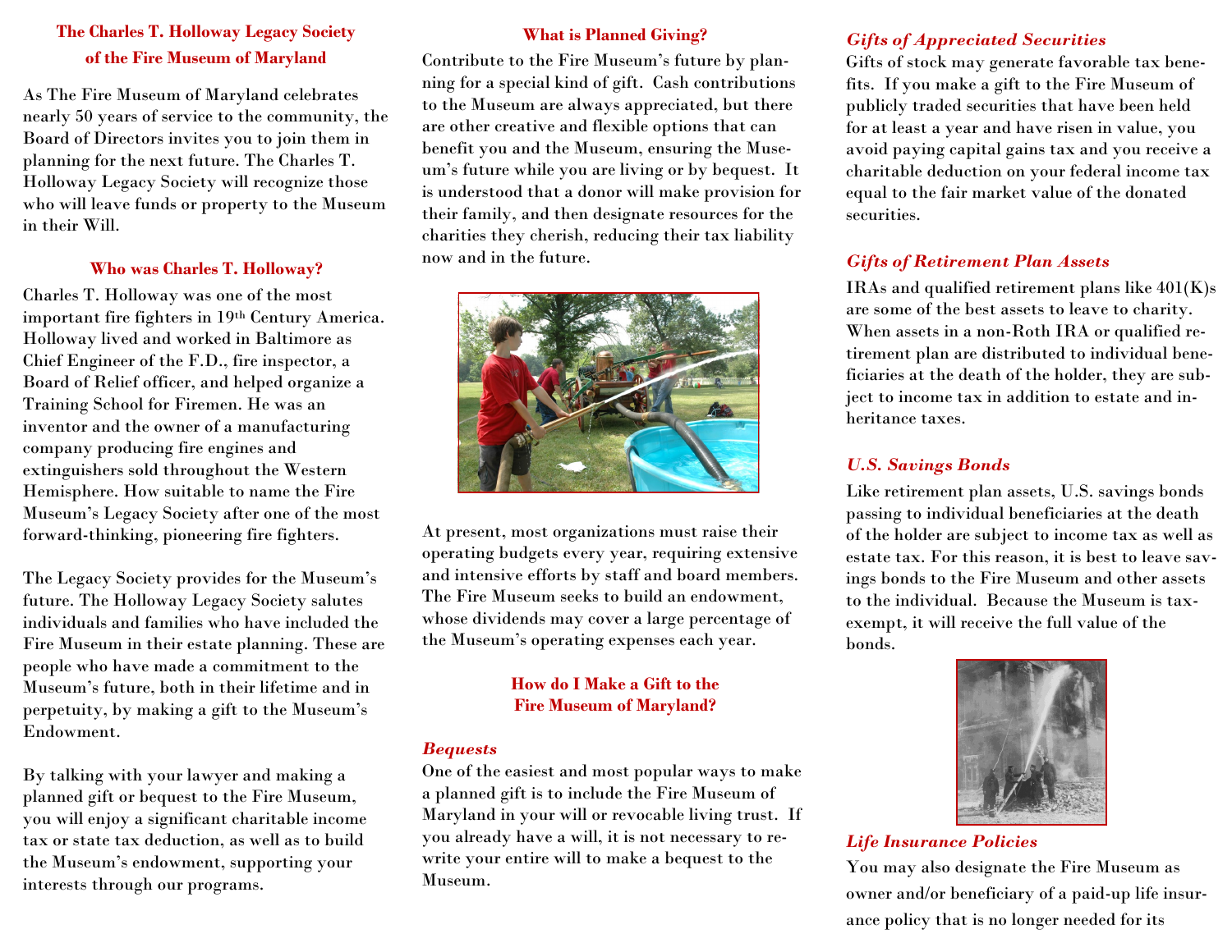## The Charles T. Holloway Legacy Society of the Fire Museum of Maryland

As The Fire Museum of Maryland celebrates nearly 50 years of service to the community, the Board of Directors invites you to join them in planning for the next future. The Charles T. Holloway Legacy Society will recognize those who will leave funds or property to the Museum in their Will.

### Who was Charles T. Holloway?

Charles T. Holloway was one of the most important fire fighters in 19th Century America. Holloway lived and worked in Baltimore as Chief Engineer of the F.D., fire inspector, a Board of Relief officer, and helped organize a Training School for Firemen. He was an inventor and the owner of a manufacturing company producing fire engines and extinguishers sold throughout the Western Hemisphere. How suitable to name the Fire Museum's Legacy Society after one of the most forward-thinking, pioneering fire fighters.

The Legacy Society provides for the Museum's future. The Holloway Legacy Society salutes individuals and families who have included the Fire Museum in their estate planning. These are people who have made a commitment to the Museum's future, both in their lifetime and in perpetuity, by making a gift to the Museum's Endowment.

By talking with your lawyer and making a planned gift or bequest to the Fire Museum, you will enjoy a significant charitable income tax or state tax deduction, as well as to build the Museum's endowment, supporting your interests through our programs.

### What is Planned Giving?

Contribute to the Fire Museum's future by planning for a special kind of gift. Cash contributions to the Museum are always appreciated, but there are other creative and flexible options that can benefit you and the Museum, ensuring the Museum's future while you are living or by bequest. It is understood that a donor will make provision for their family, and then designate resources for the charities they cherish, reducing their tax liability now and in the future.

At present, most organizations must raise their operating budgets every year, requiring extensive and intensive efforts by staff and board members. The Fire Museum seeks to build an endowment, whose dividends may cover a large percentage of the Museum's operating expenses each year.

### How do I Make a Gift to the Fire Museum of Maryland?

#### *Bequests*

One of the easiest and most popular ways to make a planned gift is to include the Fire Museum of Maryland in your will or revocable living trust. If you already have a will, it is not necessary to rewrite your entire will to make a bequest to the Museum.

#### *Gifts of Appreciated Securities*

Gifts of stock may generate favorable tax benefits. If you make a gift to the Fire Museum of publicly traded securities that have been held for at least a year and have risen in value, you avoid paying capital gains tax and you receive a charitable deduction on your federal income tax equal to the fair market value of the donated securities.

#### *Gifts of Retirement Plan Assets*

IRAs and qualified retirement plans like 401(K)s are some of the best assets to leave to charity. When assets in a non-Roth IRA or qualified retirement plan are distributed to individual beneficiaries at the death of the holder, they are subject to income tax in addition to estate and inheritance taxes.

#### *U.S. Savings Bonds*

Like retirement plan assets, U.S. savings bonds passing to individual beneficiaries at the death of the holder are subject to income tax as well as estate tax. For this reason, it is best to leave savings bonds to the Fire Museum and other assets to the individual. Because the Museum is tax-exempt, it will receive the full value of the bonds.

#### *Life Insurance Policies*

You may also designate the Fire Museum as owner and/or beneficiary of a paid-up life insurance policy that is no longer needed for its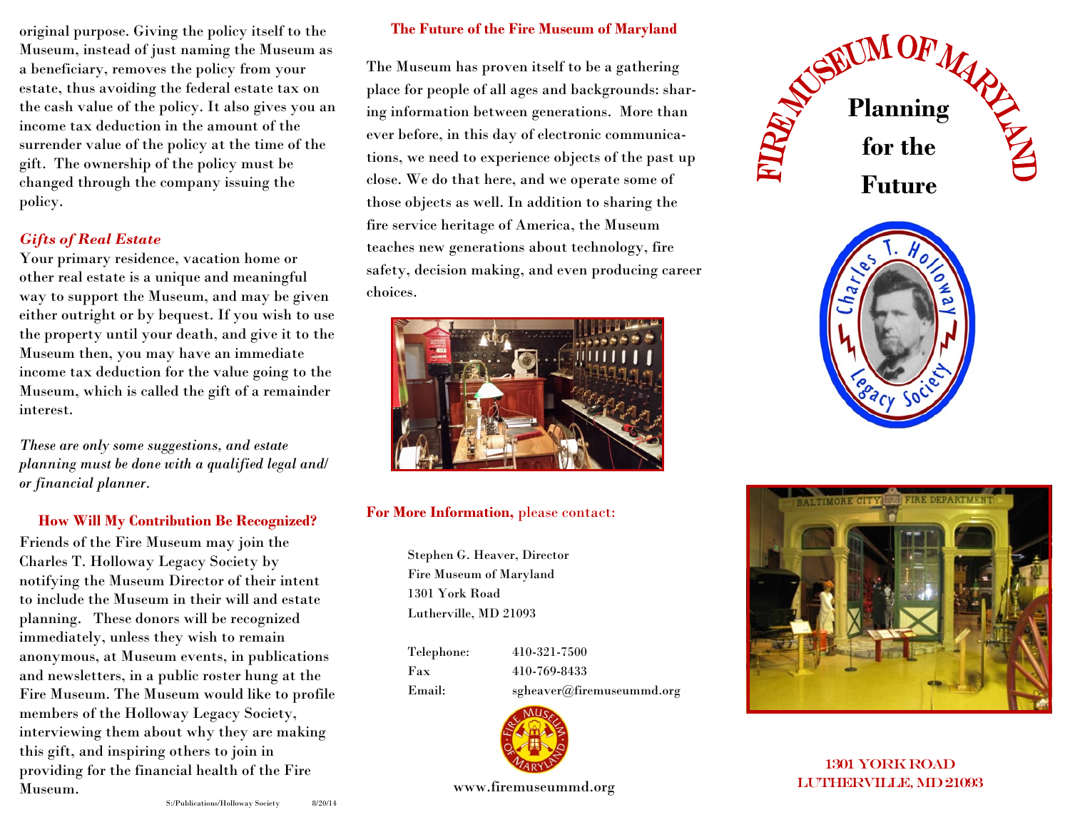original purpose. Giving the policy itself to the Museum, instead of just naming the Museum as a beneficiary, removes the policy from your estate, thus avoiding the federal estate tax on the cash value of the policy. It also gives you an income tax deduction in the amount of the surrender value of the policy at the time of the gift. The ownership of the policy must be changed through the company issuing the policy.

### *Gifts of Real Estate*

Your primary residence, vacation home or other real estate is a unique and meaningful way to support the Museum, and may be given either outright or by bequest. If you wish to use the property until your death, and give it to the Museum then, you may have an immediate income tax deduction for the value going to the Museum, which is called the gift of a remainder interest.

*These are only some suggestions, and estate planning must be done with a qualified legal and/ or financial planner.*

### How Will My Contribution Be Recognized?

Friends of the Fire Museum may join the Charles T. Holloway Legacy Society by notifying the Museum Director of their intent to include the Museum in their will and estate planning. These donors will be recognized immediately, unless they wish to remain anonymous, at Museum events, in publications and newsletters, in a public roster hung at the Fire Museum. The Museum would like to profile members of the Holloway Legacy Society, interviewing them about why they are making this gift, and inspiring others to join in providing for the financial health of the Fire Museum.

S:/Publications/Holloway Society 8/20/14

### The Future of the Fire Museum of Maryland

The Museum has proven itself to be a gathering place for people of all ages and backgrounds: sharing information between generations. More than ever before, in this day of electronic communications, we need to experience objects of the past up close. We do that here, and we operate some of those objects as well. In addition to sharing the fire service heritage of America, the Museum teaches new generations about technology, fire safety, decision making, and even producing career choices.

**For More Information,** please contact:

Stephen G. Heaver, Director
Fire Museum of Maryland
1301 York Road
Lutherville, MD 21093

Telephone: 410-321-7500
Fax 410-769-8433
Email: sgheaver@firemuseummd.org

www.firemuseummd.org

# FIRE MUSEUM OF MARYLAND

## Planning for the Future

Charles T. Holloway Legacy Society

1301 YORK ROAD
LUTHERVILLE, MD 21093